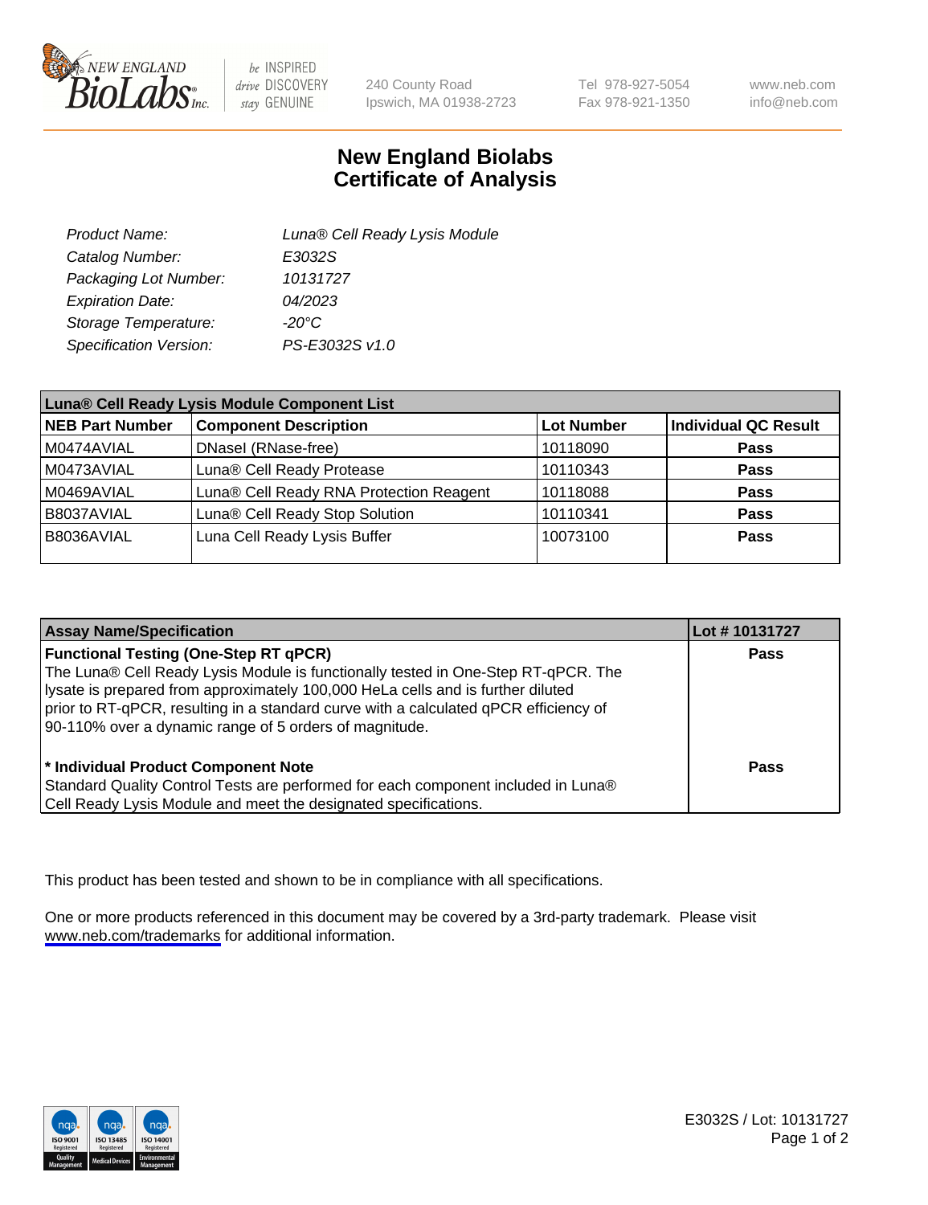New England BioLabs Inc. — be INSPIRED drive DISCOVERY stay GENUINE

240 County Road
Ipswich, MA 01938-2723

Tel 978-927-5054
Fax 978-921-1350

www.neb.com
info@neb.com

# New England Biolabs Certificate of Analysis

| | |
|---|---|
| *Product Name:* | *Luna® Cell Ready Lysis Module* |
| *Catalog Number:* | *E3032S* |
| *Packaging Lot Number:* | *10131727* |
| *Expiration Date:* | *04/2023* |
| *Storage Temperature:* | *-20°C* |
| *Specification Version:* | *PS-E3032S v1.0* |

| Luna® Cell Ready Lysis Module Component List | | | |
|---|---|---|---|
| **NEB Part Number** | **Component Description** | **Lot Number** | **Individual QC Result** |
| M0474AVIAL | DNaseI (RNase-free) | 10118090 | **Pass** |
| M0473AVIAL | Luna® Cell Ready Protease | 10110343 | **Pass** |
| M0469AVIAL | Luna® Cell Ready RNA Protection Reagent | 10118088 | **Pass** |
| B8037AVIAL | Luna® Cell Ready Stop Solution | 10110341 | **Pass** |
| B8036AVIAL | Luna Cell Ready Lysis Buffer | 10073100 | **Pass** |

| Assay Name/Specification | Lot # 10131727 |
|---|---|
| **Functional Testing (One-Step RT qPCR)** The Luna® Cell Ready Lysis Module is functionally tested in One-Step RT-qPCR. The lysate is prepared from approximately 100,000 HeLa cells and is further diluted prior to RT-qPCR, resulting in a standard curve with a calculated qPCR efficiency of 90-110% over a dynamic range of 5 orders of magnitude. | **Pass** |
| **\* Individual Product Component Note** Standard Quality Control Tests are performed for each component included in Luna® Cell Ready Lysis Module and meet the designated specifications. | **Pass** |

This product has been tested and shown to be in compliance with all specifications.

One or more products referenced in this document may be covered by a 3rd-party trademark. Please visit www.neb.com/trademarks for additional information.

E3032S / Lot: 10131727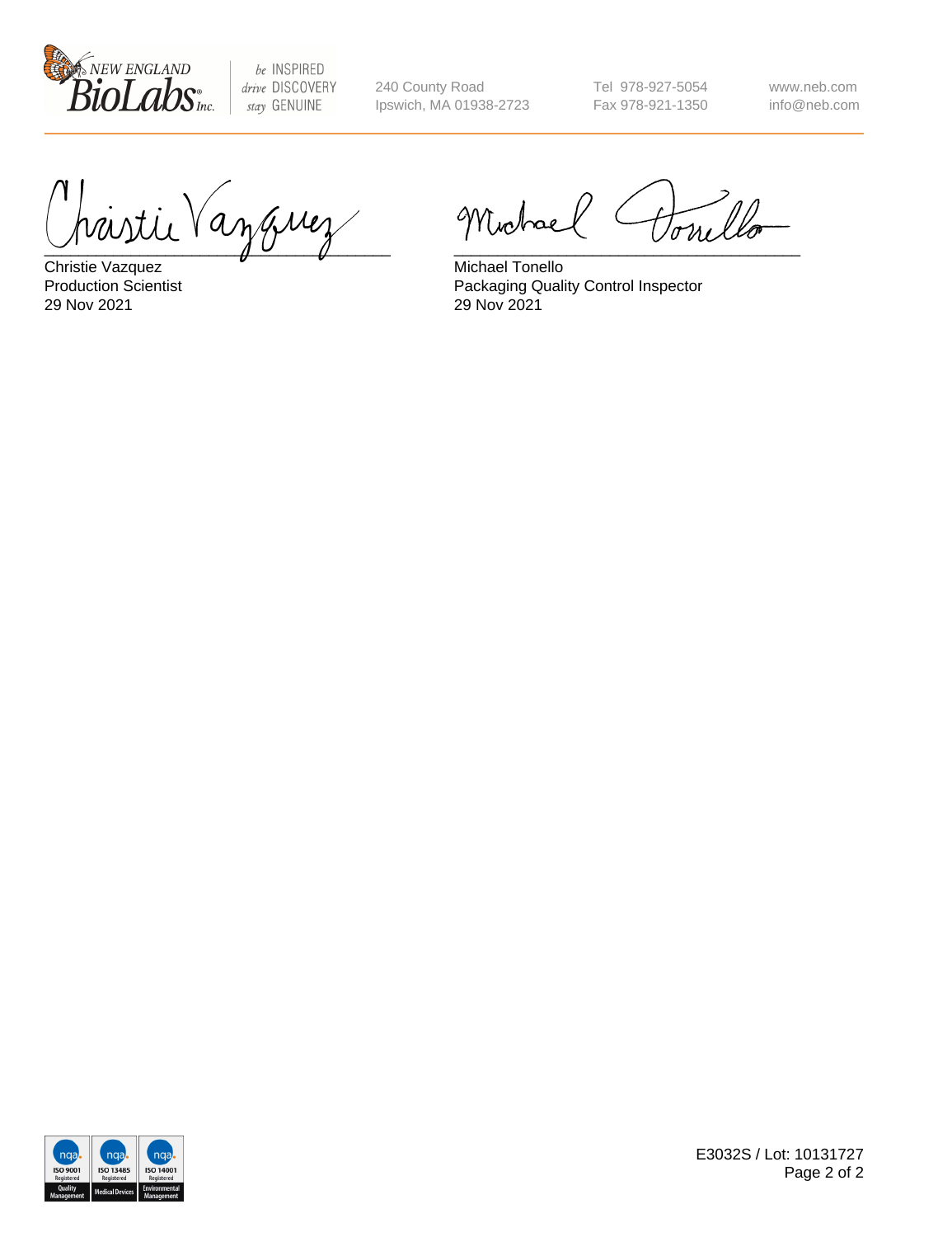Christie Vazquez
Production Scientist
29 Nov 2021

Michael Tonello
Packaging Quality Control Inspector
29 Nov 2021

E3032S / Lot: 10131727